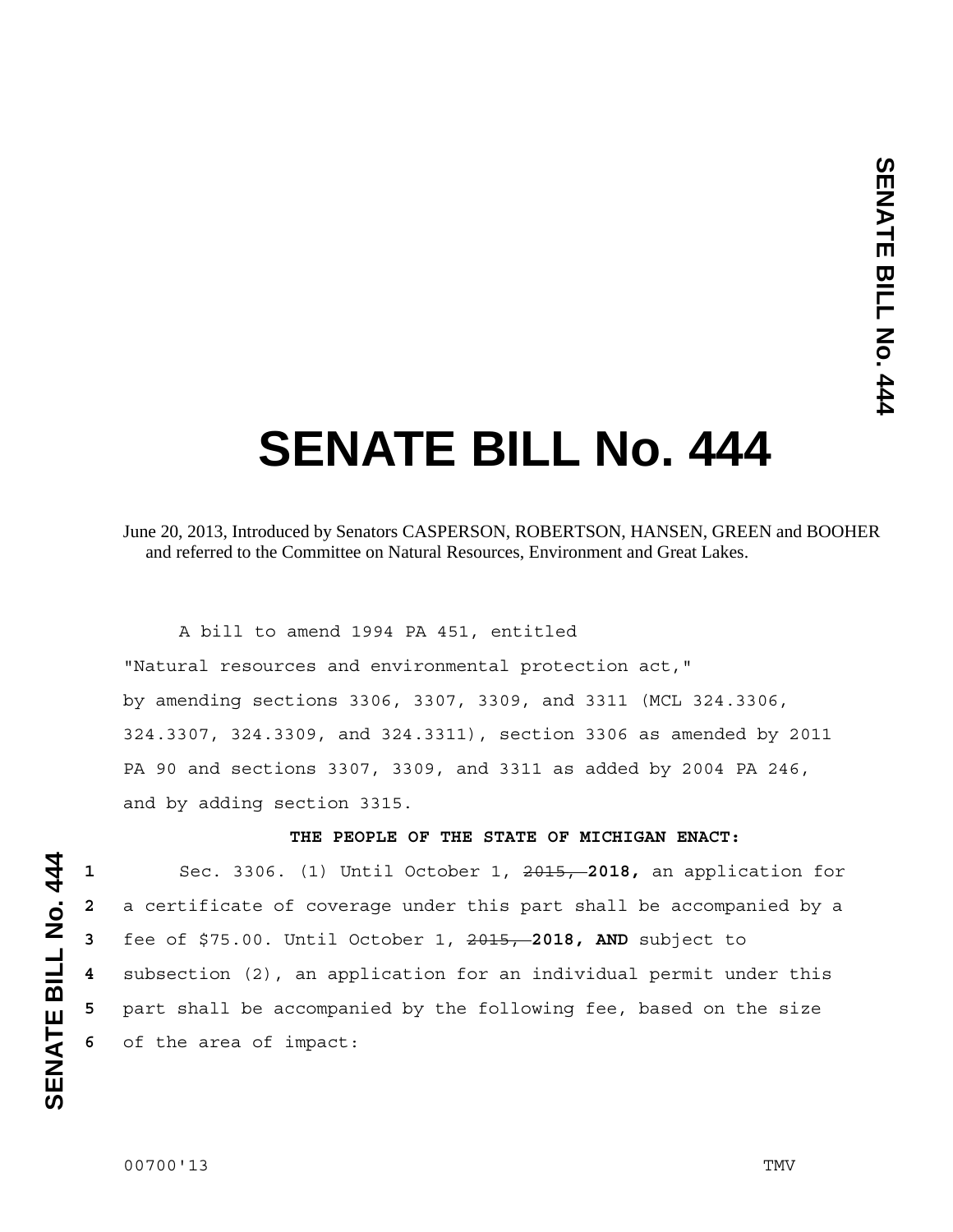# SENATE BILL No. 444

June 20, 2013, Introduced by Senators CASPERSON, ROBERTSON, HANSEN, GREEN and BOOHER and referred to the Committee on Natural Resources, Environment and Great Lakes.

A bill to amend 1994 PA 451, entitled

"Natural resources and environmental protection act,"

by amending sections 3306, 3307, 3309, and 3311 (MCL 324.3306, 324.3307, 324.3309, and 324.3311), section 3306 as amended by 2011 PA 90 and sections 3307, 3309, and 3311 as added by 2004 PA 246, and by adding section 3315.

**THE PEOPLE OF THE STATE OF MICHIGAN ENACT:**

1 Sec. 3306. (1) Until October 1, ~~2015,~~ **2018,** an application for
2 a certificate of coverage under this part shall be accompanied by a
3 fee of $75.00. Until October 1, ~~2015,~~ **2018, AND** subject to
4 subsection (2), an application for an individual permit under this
5 part shall be accompanied by the following fee, based on the size
6 of the area of impact:

00700'13 TMV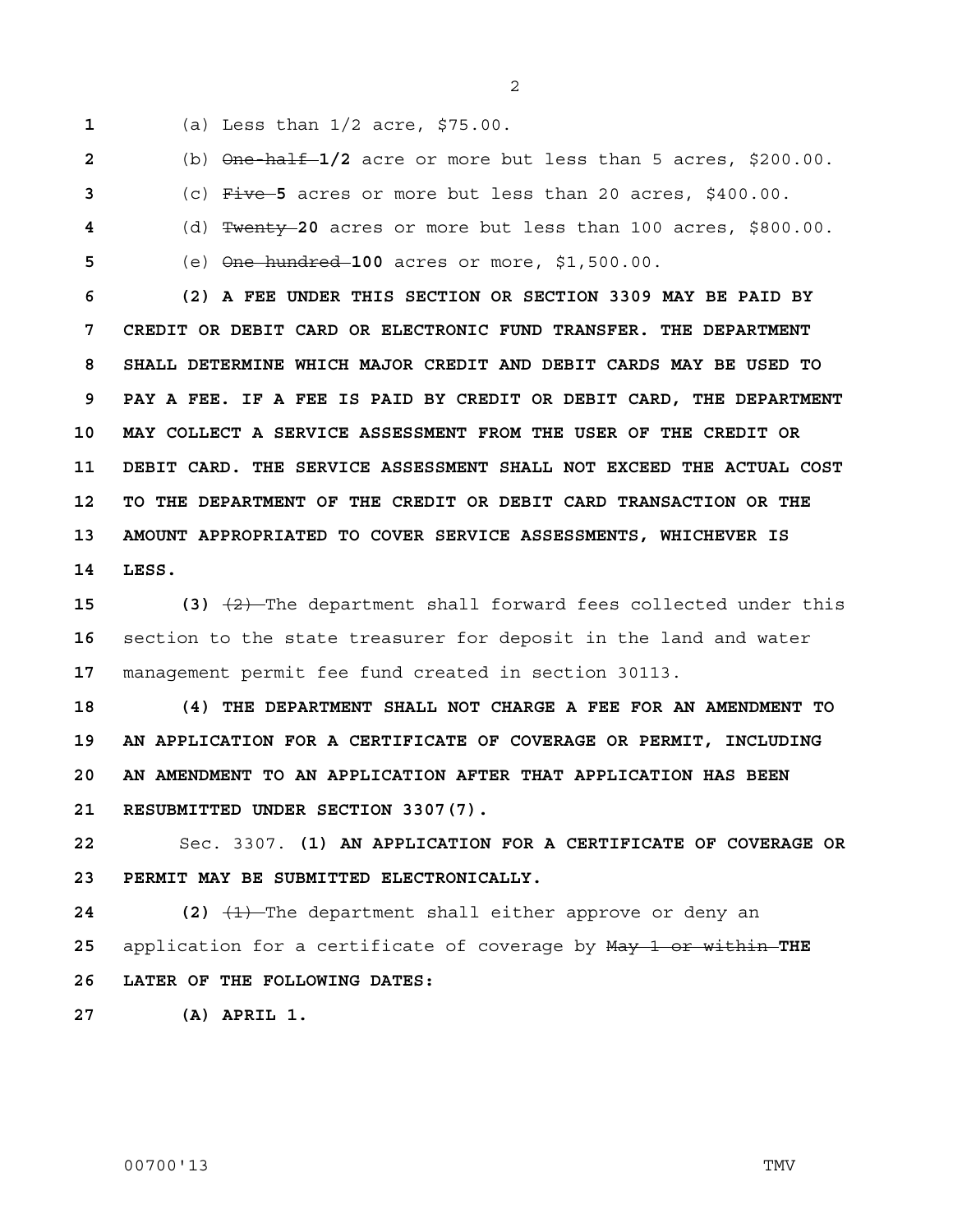(a) Less than 1/2 acre, \$75.00.

(b) ~~One-half~~ **1/2** acre or more but less than 5 acres, \$200.00.

(c) ~~Five~~ **5** acres or more but less than 20 acres, \$400.00.

(d) ~~Twenty~~ **20** acres or more but less than 100 acres, \$800.00.

(e) ~~One hundred~~ **100** acres or more, \$1,500.00.

**(2) A FEE UNDER THIS SECTION OR SECTION 3309 MAY BE PAID BY CREDIT OR DEBIT CARD OR ELECTRONIC FUND TRANSFER. THE DEPARTMENT SHALL DETERMINE WHICH MAJOR CREDIT AND DEBIT CARDS MAY BE USED TO PAY A FEE. IF A FEE IS PAID BY CREDIT OR DEBIT CARD, THE DEPARTMENT MAY COLLECT A SERVICE ASSESSMENT FROM THE USER OF THE CREDIT OR DEBIT CARD. THE SERVICE ASSESSMENT SHALL NOT EXCEED THE ACTUAL COST TO THE DEPARTMENT OF THE CREDIT OR DEBIT CARD TRANSACTION OR THE AMOUNT APPROPRIATED TO COVER SERVICE ASSESSMENTS, WHICHEVER IS LESS.**

**(3)** ~~(2)~~ The department shall forward fees collected under this section to the state treasurer for deposit in the land and water management permit fee fund created in section 30113.

**(4) THE DEPARTMENT SHALL NOT CHARGE A FEE FOR AN AMENDMENT TO AN APPLICATION FOR A CERTIFICATE OF COVERAGE OR PERMIT, INCLUDING AN AMENDMENT TO AN APPLICATION AFTER THAT APPLICATION HAS BEEN RESUBMITTED UNDER SECTION 3307(7).**

Sec. 3307. **(1) AN APPLICATION FOR A CERTIFICATE OF COVERAGE OR PERMIT MAY BE SUBMITTED ELECTRONICALLY.**

**(2)** ~~(1)~~ The department shall either approve or deny an application for a certificate of coverage by ~~May 1 or within~~ **THE LATER OF THE FOLLOWING DATES:**

**(A) APRIL 1.**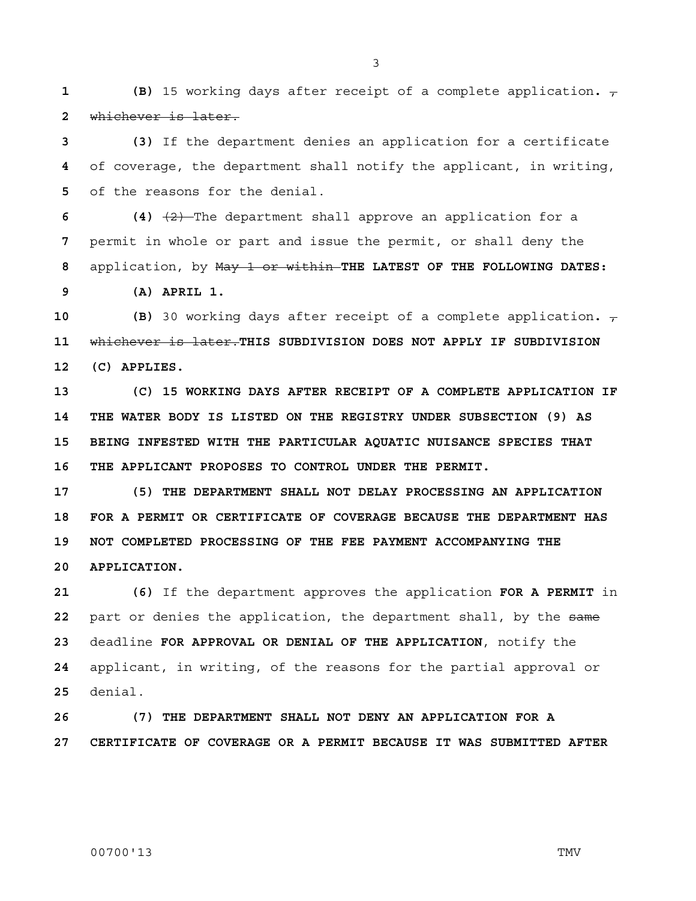**(B)** 15 working days after receipt of a complete application**.** ~~, whichever is later.~~

**(3)** If the department denies an application for a certificate of coverage, the department shall notify the applicant, in writing, of the reasons for the denial.

**(4)** ~~(2)~~ The department shall approve an application for a permit in whole or part and issue the permit, or shall deny the application, by ~~May 1 or within~~ **THE LATEST OF THE FOLLOWING DATES:**

**(A) APRIL 1.**

**(B)** 30 working days after receipt of a complete application**.** ~~, whichever is later.~~ **THIS SUBDIVISION DOES NOT APPLY IF SUBDIVISION (C) APPLIES.**

**(C) 15 WORKING DAYS AFTER RECEIPT OF A COMPLETE APPLICATION IF THE WATER BODY IS LISTED ON THE REGISTRY UNDER SUBSECTION (9) AS BEING INFESTED WITH THE PARTICULAR AQUATIC NUISANCE SPECIES THAT THE APPLICANT PROPOSES TO CONTROL UNDER THE PERMIT.**

**(5) THE DEPARTMENT SHALL NOT DELAY PROCESSING AN APPLICATION FOR A PERMIT OR CERTIFICATE OF COVERAGE BECAUSE THE DEPARTMENT HAS NOT COMPLETED PROCESSING OF THE FEE PAYMENT ACCOMPANYING THE APPLICATION.**

**(6)** If the department approves the application **FOR A PERMIT** in part or denies the application, the department shall, by the ~~same~~ deadline **FOR APPROVAL OR DENIAL OF THE APPLICATION**, notify the applicant, in writing, of the reasons for the partial approval or denial.

**(7) THE DEPARTMENT SHALL NOT DENY AN APPLICATION FOR A CERTIFICATE OF COVERAGE OR A PERMIT BECAUSE IT WAS SUBMITTED AFTER**

00700'13 TMV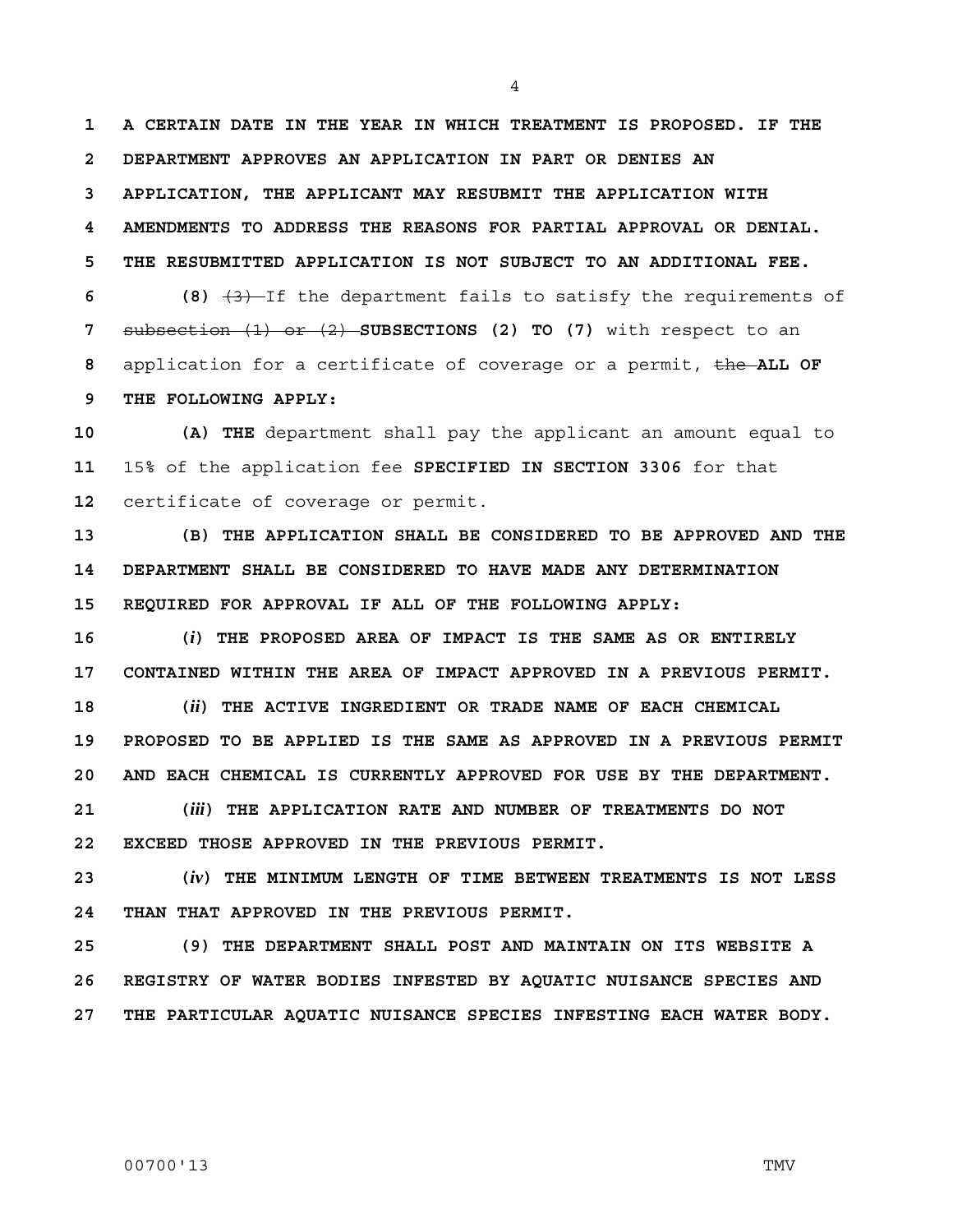1 **A CERTAIN DATE IN THE YEAR IN WHICH TREATMENT IS PROPOSED. IF THE**
2 **DEPARTMENT APPROVES AN APPLICATION IN PART OR DENIES AN**
3 **APPLICATION, THE APPLICANT MAY RESUBMIT THE APPLICATION WITH**
4 **AMENDMENTS TO ADDRESS THE REASONS FOR PARTIAL APPROVAL OR DENIAL.**
5 **THE RESUBMITTED APPLICATION IS NOT SUBJECT TO AN ADDITIONAL FEE.**

6 **(8)** ~~(3)~~ If the department fails to satisfy the requirements of
7 ~~subsection (1) or (2)~~ **SUBSECTIONS (2) TO (7)** with respect to an
8 application for a certificate of coverage or a permit, ~~the~~ **ALL OF**
9 **THE FOLLOWING APPLY:**

10 **(A) THE** department shall pay the applicant an amount equal to
11 15% of the application fee **SPECIFIED IN SECTION 3306** for that
12 certificate of coverage or permit.

13 **(B) THE APPLICATION SHALL BE CONSIDERED TO BE APPROVED AND THE**
14 **DEPARTMENT SHALL BE CONSIDERED TO HAVE MADE ANY DETERMINATION**
15 **REQUIRED FOR APPROVAL IF ALL OF THE FOLLOWING APPLY:**

16 **(*i*) THE PROPOSED AREA OF IMPACT IS THE SAME AS OR ENTIRELY**
17 **CONTAINED WITHIN THE AREA OF IMPACT APPROVED IN A PREVIOUS PERMIT.**

18 **(*ii*) THE ACTIVE INGREDIENT OR TRADE NAME OF EACH CHEMICAL**
19 **PROPOSED TO BE APPLIED IS THE SAME AS APPROVED IN A PREVIOUS PERMIT**
20 **AND EACH CHEMICAL IS CURRENTLY APPROVED FOR USE BY THE DEPARTMENT.**

21 **(*iii*) THE APPLICATION RATE AND NUMBER OF TREATMENTS DO NOT**
22 **EXCEED THOSE APPROVED IN THE PREVIOUS PERMIT.**

23 **(*iv*) THE MINIMUM LENGTH OF TIME BETWEEN TREATMENTS IS NOT LESS**
24 **THAN THAT APPROVED IN THE PREVIOUS PERMIT.**

25 **(9) THE DEPARTMENT SHALL POST AND MAINTAIN ON ITS WEBSITE A**
26 **REGISTRY OF WATER BODIES INFESTED BY AQUATIC NUISANCE SPECIES AND**
27 **THE PARTICULAR AQUATIC NUISANCE SPECIES INFESTING EACH WATER BODY.**

00700'13 TMV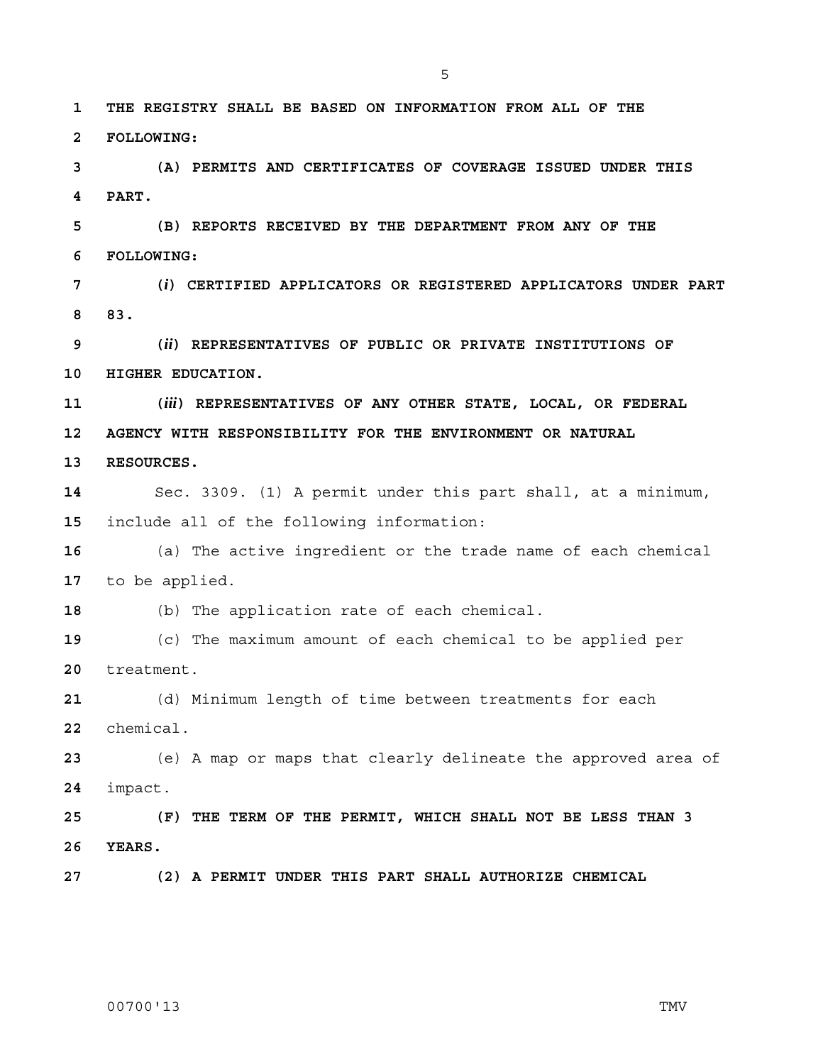**THE REGISTRY SHALL BE BASED ON INFORMATION FROM ALL OF THE FOLLOWING:**

**(A) PERMITS AND CERTIFICATES OF COVERAGE ISSUED UNDER THIS PART.**

**(B) REPORTS RECEIVED BY THE DEPARTMENT FROM ANY OF THE FOLLOWING:**

**(*i*) CERTIFIED APPLICATORS OR REGISTERED APPLICATORS UNDER PART 83.**

**(*ii*) REPRESENTATIVES OF PUBLIC OR PRIVATE INSTITUTIONS OF HIGHER EDUCATION.**

**(*iii*) REPRESENTATIVES OF ANY OTHER STATE, LOCAL, OR FEDERAL AGENCY WITH RESPONSIBILITY FOR THE ENVIRONMENT OR NATURAL RESOURCES.**

Sec. 3309. (1) A permit under this part shall, at a minimum, include all of the following information:

(a) The active ingredient or the trade name of each chemical to be applied.

(b) The application rate of each chemical.

(c) The maximum amount of each chemical to be applied per treatment.

(d) Minimum length of time between treatments for each chemical.

(e) A map or maps that clearly delineate the approved area of impact.

**(F) THE TERM OF THE PERMIT, WHICH SHALL NOT BE LESS THAN 3 YEARS.**

**(2) A PERMIT UNDER THIS PART SHALL AUTHORIZE CHEMICAL**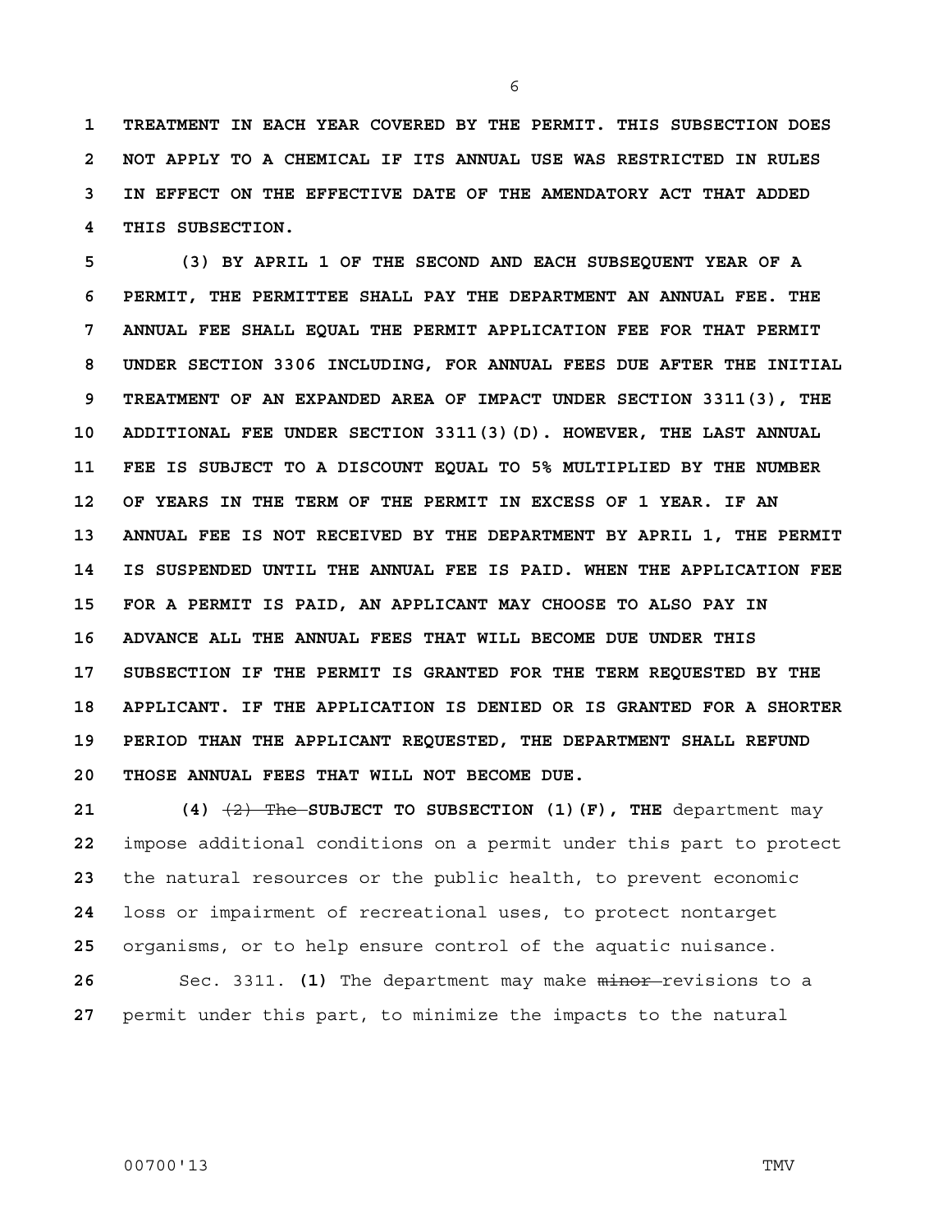**TREATMENT IN EACH YEAR COVERED BY THE PERMIT. THIS SUBSECTION DOES NOT APPLY TO A CHEMICAL IF ITS ANNUAL USE WAS RESTRICTED IN RULES IN EFFECT ON THE EFFECTIVE DATE OF THE AMENDATORY ACT THAT ADDED THIS SUBSECTION.**

**(3) BY APRIL 1 OF THE SECOND AND EACH SUBSEQUENT YEAR OF A PERMIT, THE PERMITTEE SHALL PAY THE DEPARTMENT AN ANNUAL FEE. THE ANNUAL FEE SHALL EQUAL THE PERMIT APPLICATION FEE FOR THAT PERMIT UNDER SECTION 3306 INCLUDING, FOR ANNUAL FEES DUE AFTER THE INITIAL TREATMENT OF AN EXPANDED AREA OF IMPACT UNDER SECTION 3311(3), THE ADDITIONAL FEE UNDER SECTION 3311(3)(D). HOWEVER, THE LAST ANNUAL FEE IS SUBJECT TO A DISCOUNT EQUAL TO 5% MULTIPLIED BY THE NUMBER OF YEARS IN THE TERM OF THE PERMIT IN EXCESS OF 1 YEAR. IF AN ANNUAL FEE IS NOT RECEIVED BY THE DEPARTMENT BY APRIL 1, THE PERMIT IS SUSPENDED UNTIL THE ANNUAL FEE IS PAID. WHEN THE APPLICATION FEE FOR A PERMIT IS PAID, AN APPLICANT MAY CHOOSE TO ALSO PAY IN ADVANCE ALL THE ANNUAL FEES THAT WILL BECOME DUE UNDER THIS SUBSECTION IF THE PERMIT IS GRANTED FOR THE TERM REQUESTED BY THE APPLICANT. IF THE APPLICATION IS DENIED OR IS GRANTED FOR A SHORTER PERIOD THAN THE APPLICANT REQUESTED, THE DEPARTMENT SHALL REFUND THOSE ANNUAL FEES THAT WILL NOT BECOME DUE.**

**(4)** ~~(2) The~~ **SUBJECT TO SUBSECTION (1)(F), THE** department may impose additional conditions on a permit under this part to protect the natural resources or the public health, to prevent economic loss or impairment of recreational uses, to protect nontarget organisms, or to help ensure control of the aquatic nuisance.

Sec. 3311. **(1)** The department may make ~~minor~~ revisions to a permit under this part, to minimize the impacts to the natural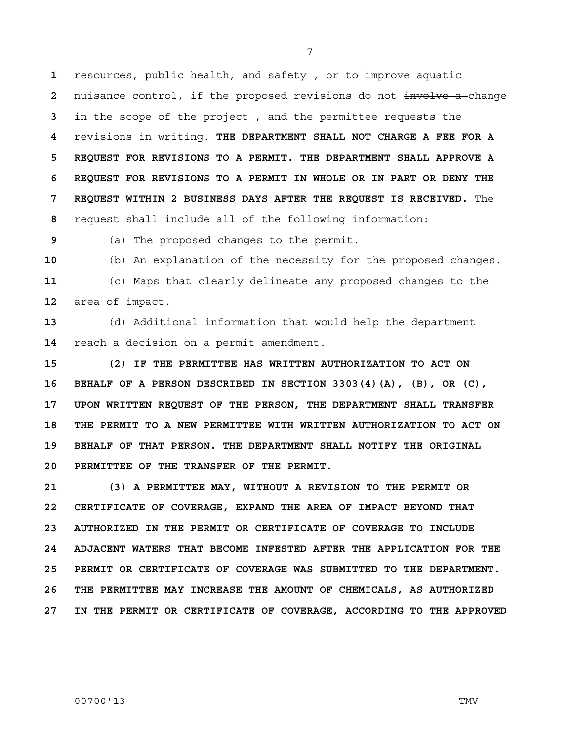resources, public health, and safety ~~,~~ or to improve aquatic nuisance control, if the proposed revisions do not ~~involve a~~ change ~~in~~ the scope of the project ~~,~~ and the permittee requests the revisions in writing. **THE DEPARTMENT SHALL NOT CHARGE A FEE FOR A REQUEST FOR REVISIONS TO A PERMIT. THE DEPARTMENT SHALL APPROVE A REQUEST FOR REVISIONS TO A PERMIT IN WHOLE OR IN PART OR DENY THE REQUEST WITHIN 2 BUSINESS DAYS AFTER THE REQUEST IS RECEIVED.** The request shall include all of the following information:

(a) The proposed changes to the permit.

(b) An explanation of the necessity for the proposed changes.

(c) Maps that clearly delineate any proposed changes to the area of impact.

(d) Additional information that would help the department reach a decision on a permit amendment.

**(2) IF THE PERMITTEE HAS WRITTEN AUTHORIZATION TO ACT ON BEHALF OF A PERSON DESCRIBED IN SECTION 3303(4)(A), (B), OR (C), UPON WRITTEN REQUEST OF THE PERSON, THE DEPARTMENT SHALL TRANSFER THE PERMIT TO A NEW PERMITTEE WITH WRITTEN AUTHORIZATION TO ACT ON BEHALF OF THAT PERSON. THE DEPARTMENT SHALL NOTIFY THE ORIGINAL PERMITTEE OF THE TRANSFER OF THE PERMIT.**

**(3) A PERMITTEE MAY, WITHOUT A REVISION TO THE PERMIT OR CERTIFICATE OF COVERAGE, EXPAND THE AREA OF IMPACT BEYOND THAT AUTHORIZED IN THE PERMIT OR CERTIFICATE OF COVERAGE TO INCLUDE ADJACENT WATERS THAT BECOME INFESTED AFTER THE APPLICATION FOR THE PERMIT OR CERTIFICATE OF COVERAGE WAS SUBMITTED TO THE DEPARTMENT. THE PERMITTEE MAY INCREASE THE AMOUNT OF CHEMICALS, AS AUTHORIZED IN THE PERMIT OR CERTIFICATE OF COVERAGE, ACCORDING TO THE APPROVED**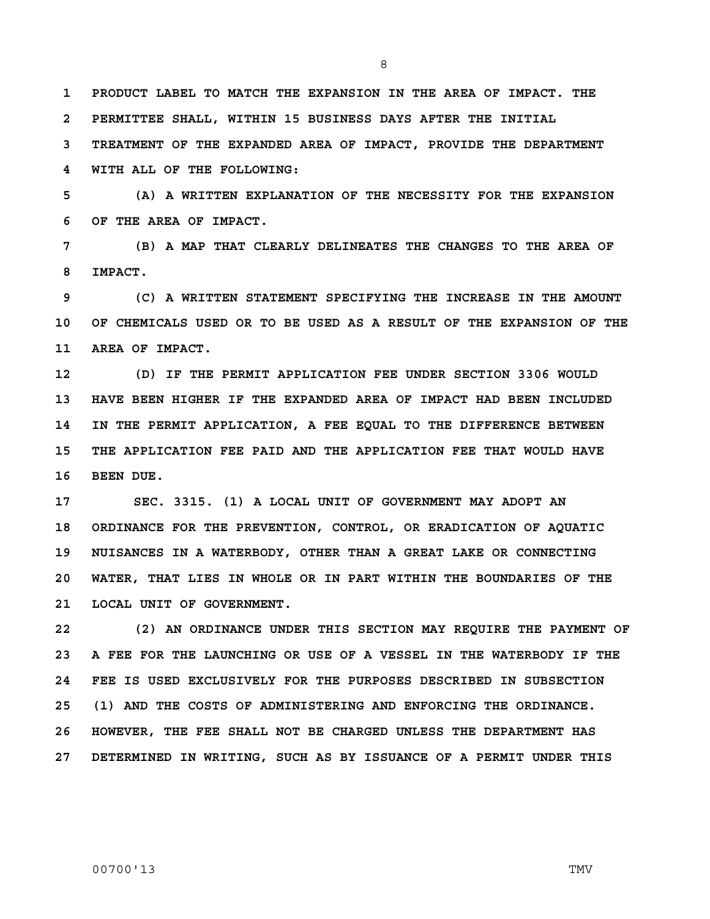PRODUCT LABEL TO MATCH THE EXPANSION IN THE AREA OF IMPACT. THE PERMITTEE SHALL, WITHIN 15 BUSINESS DAYS AFTER THE INITIAL TREATMENT OF THE EXPANDED AREA OF IMPACT, PROVIDE THE DEPARTMENT WITH ALL OF THE FOLLOWING:

(A) A WRITTEN EXPLANATION OF THE NECESSITY FOR THE EXPANSION OF THE AREA OF IMPACT.

(B) A MAP THAT CLEARLY DELINEATES THE CHANGES TO THE AREA OF IMPACT.

(C) A WRITTEN STATEMENT SPECIFYING THE INCREASE IN THE AMOUNT OF CHEMICALS USED OR TO BE USED AS A RESULT OF THE EXPANSION OF THE AREA OF IMPACT.

(D) IF THE PERMIT APPLICATION FEE UNDER SECTION 3306 WOULD HAVE BEEN HIGHER IF THE EXPANDED AREA OF IMPACT HAD BEEN INCLUDED IN THE PERMIT APPLICATION, A FEE EQUAL TO THE DIFFERENCE BETWEEN THE APPLICATION FEE PAID AND THE APPLICATION FEE THAT WOULD HAVE BEEN DUE.

SEC. 3315. (1) A LOCAL UNIT OF GOVERNMENT MAY ADOPT AN ORDINANCE FOR THE PREVENTION, CONTROL, OR ERADICATION OF AQUATIC NUISANCES IN A WATERBODY, OTHER THAN A GREAT LAKE OR CONNECTING WATER, THAT LIES IN WHOLE OR IN PART WITHIN THE BOUNDARIES OF THE LOCAL UNIT OF GOVERNMENT.

(2) AN ORDINANCE UNDER THIS SECTION MAY REQUIRE THE PAYMENT OF A FEE FOR THE LAUNCHING OR USE OF A VESSEL IN THE WATERBODY IF THE FEE IS USED EXCLUSIVELY FOR THE PURPOSES DESCRIBED IN SUBSECTION (1) AND THE COSTS OF ADMINISTERING AND ENFORCING THE ORDINANCE. HOWEVER, THE FEE SHALL NOT BE CHARGED UNLESS THE DEPARTMENT HAS DETERMINED IN WRITING, SUCH AS BY ISSUANCE OF A PERMIT UNDER THIS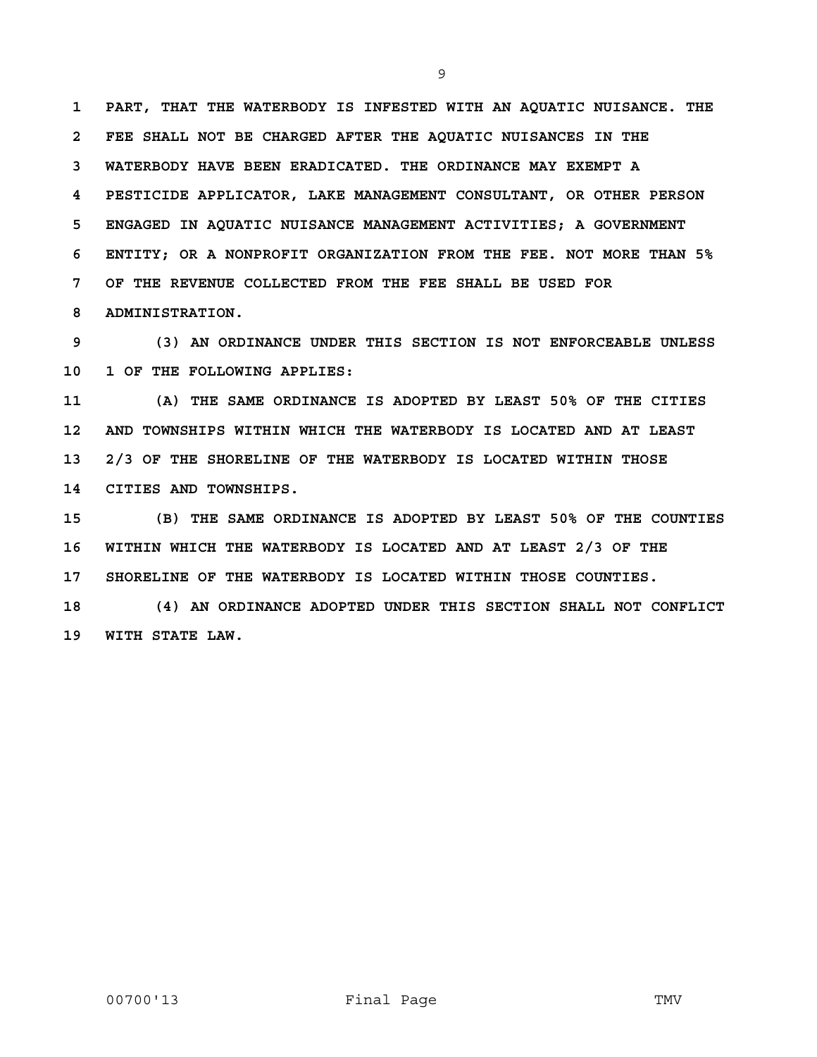PART, THAT THE WATERBODY IS INFESTED WITH AN AQUATIC NUISANCE. THE FEE SHALL NOT BE CHARGED AFTER THE AQUATIC NUISANCES IN THE WATERBODY HAVE BEEN ERADICATED. THE ORDINANCE MAY EXEMPT A PESTICIDE APPLICATOR, LAKE MANAGEMENT CONSULTANT, OR OTHER PERSON ENGAGED IN AQUATIC NUISANCE MANAGEMENT ACTIVITIES; A GOVERNMENT ENTITY; OR A NONPROFIT ORGANIZATION FROM THE FEE. NOT MORE THAN 5% OF THE REVENUE COLLECTED FROM THE FEE SHALL BE USED FOR ADMINISTRATION.

(3) AN ORDINANCE UNDER THIS SECTION IS NOT ENFORCEABLE UNLESS 1 OF THE FOLLOWING APPLIES:

(A) THE SAME ORDINANCE IS ADOPTED BY LEAST 50% OF THE CITIES AND TOWNSHIPS WITHIN WHICH THE WATERBODY IS LOCATED AND AT LEAST 2/3 OF THE SHORELINE OF THE WATERBODY IS LOCATED WITHIN THOSE CITIES AND TOWNSHIPS.

(B) THE SAME ORDINANCE IS ADOPTED BY LEAST 50% OF THE COUNTIES WITHIN WHICH THE WATERBODY IS LOCATED AND AT LEAST 2/3 OF THE SHORELINE OF THE WATERBODY IS LOCATED WITHIN THOSE COUNTIES.

(4) AN ORDINANCE ADOPTED UNDER THIS SECTION SHALL NOT CONFLICT WITH STATE LAW.

00700'13 Final Page TMV